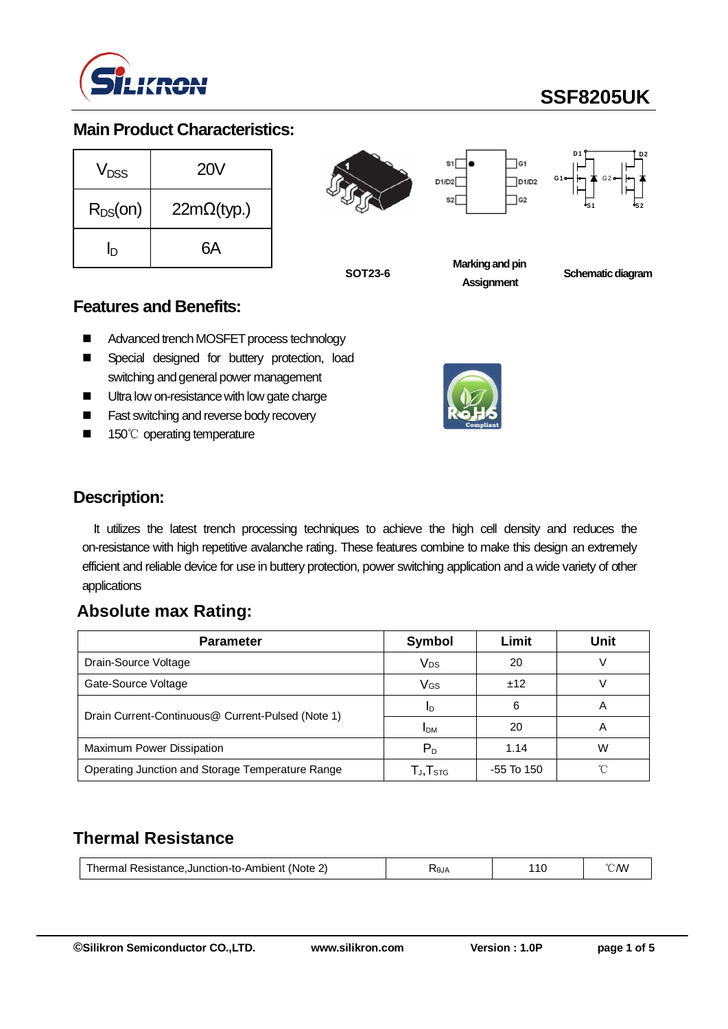# SSF8205UK

## Main Product Characteristics:

| | |
|---|---|
| $V_{DSS}$ | 20V |
| $R_{DS}(on)$ | 22mΩ(typ.) |
| $I_D$ | 6A |

SOT23-6

Marking and pin Assignment

Schematic diagram

## Features and Benefits:

- Advanced trench MOSFET process technology
- Special designed for buttery protection, load switching and general power management
- Ultra low on-resistance with low gate charge
- Fast switching and reverse body recovery
- 150℃ operating temperature

## Description:

It utilizes the latest trench processing techniques to achieve the high cell density and reduces the on-resistance with high repetitive avalanche rating. These features combine to make this design an extremely efficient and reliable device for use in buttery protection, power switching application and a wide variety of other applications

## Absolute max Rating:

| Parameter | Symbol | Limit | Unit |
|---|---|---|---|
| Drain-Source Voltage | $V_{DS}$ | 20 | V |
| Gate-Source Voltage | $V_{GS}$ | ±12 | V |
| Drain Current-Continuous@ Current-Pulsed (Note 1) | $I_D$ | 6 | A |
| | $I_{DM}$ | 20 | A |
| Maximum Power Dissipation | $P_D$ | 1.14 | W |
| Operating Junction and Storage Temperature Range | $T_J$,$T_{STG}$ | -55 To 150 | ℃ |

## Thermal Resistance

| | | | |
|---|---|---|---|
| Thermal Resistance,Junction-to-Ambient (Note 2) | $R_{\theta JA}$ | 110 | ℃/W |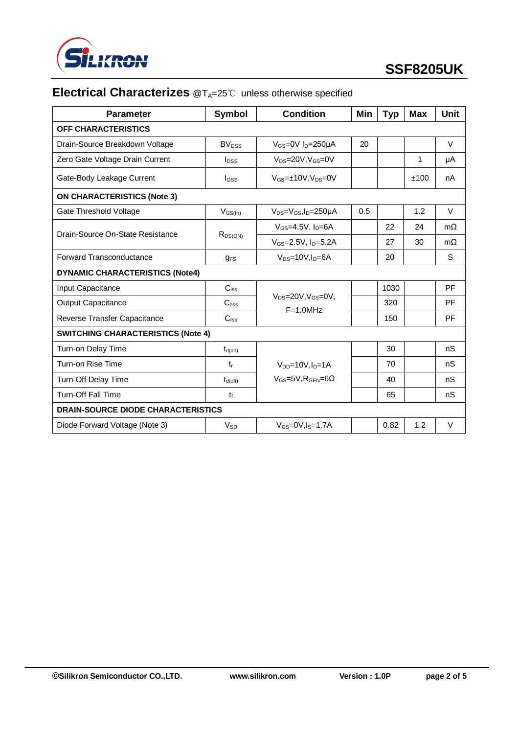## Electrical Characterizes @$T_A$=25℃ unless otherwise specified

| Parameter | Symbol | Condition | Min | Typ | Max | Unit |
|---|---|---|---|---|---|---|
| **OFF CHARACTERISTICS** | | | | | | |
| Drain-Source Breakdown Voltage | $BV_{DSS}$ | $V_{GS}$=0V $I_D$=250μA | 20 | | | V |
| Zero Gate Voltage Drain Current | $I_{DSS}$ | $V_{DS}$=20V,$V_{GS}$=0V | | | 1 | μA |
| Gate-Body Leakage Current | $I_{GSS}$ | $V_{GS}$=±10V,$V_{DS}$=0V | | | ±100 | nA |
| **ON CHARACTERISTICS (Note 3)** | | | | | | |
| Gate Threshold Voltage | $V_{GS(th)}$ | $V_{DS}$=$V_{GS}$,$I_D$=250μA | 0.5 | | 1.2 | V |
| Drain-Source On-State Resistance | $R_{DS(ON)}$ | $V_{GS}$=4.5V, $I_D$=6A | | 22 | 24 | mΩ |
| | | $V_{GS}$=2.5V, $I_D$=5.2A | | 27 | 30 | mΩ |
| Forward Transconductance | $g_{FS}$ | $V_{DS}$=10V,$I_D$=6A | | 20 | | S |
| **DYNAMIC CHARACTERISTICS (Note4)** | | | | | | |
| Input Capacitance | $C_{lss}$ | $V_{DS}$=20V,$V_{GS}$=0V, F=1.0MHz | | 1030 | | PF |
| Output Capacitance | $C_{oss}$ | | | 320 | | PF |
| Reverse Transfer Capacitance | $C_{rss}$ | | | 150 | | PF |
| **SWITCHING CHARACTERISTICS (Note 4)** | | | | | | |
| Turn-on Delay Time | $t_{d(on)}$ | $V_{DD}$=10V,$I_D$=1A $V_{GS}$=5V,$R_{GEN}$=6Ω | | 30 | | nS |
| Turn-on Rise Time | $t_r$ | | | 70 | | nS |
| Turn-Off Delay Time | $t_{d(off)}$ | | | 40 | | nS |
| Turn-Off Fall Time | $t_f$ | | | 65 | | nS |
| **DRAIN-SOURCE DIODE CHARACTERISTICS** | | | | | | |
| Diode Forward Voltage (Note 3) | $V_{SD}$ | $V_{GS}$=0V,$I_S$=1.7A | | 0.82 | 1.2 | V |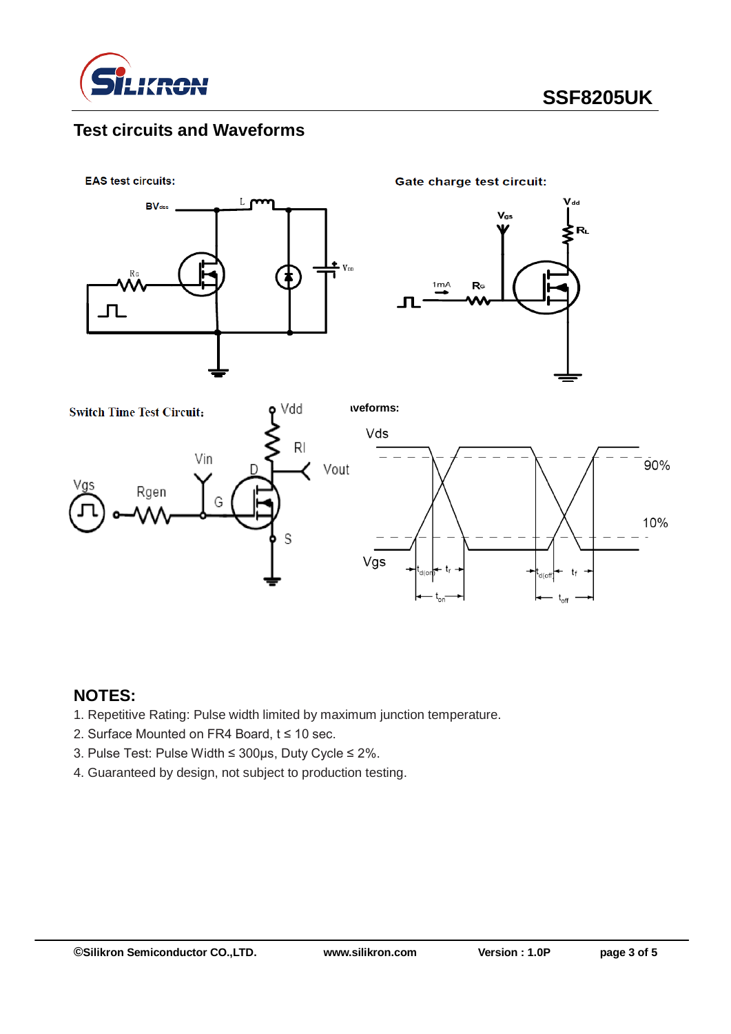## Test circuits and Waveforms

EAS test circuits:

Gate charge test circuit:

Switch Time Test Circuit:

Waveforms:

## NOTES:

1. Repetitive Rating: Pulse width limited by maximum junction temperature.
2. Surface Mounted on FR4 Board, t ≤ 10 sec.
3. Pulse Test: Pulse Width ≤ 300μs, Duty Cycle ≤ 2%.
4. Guaranteed by design, not subject to production testing.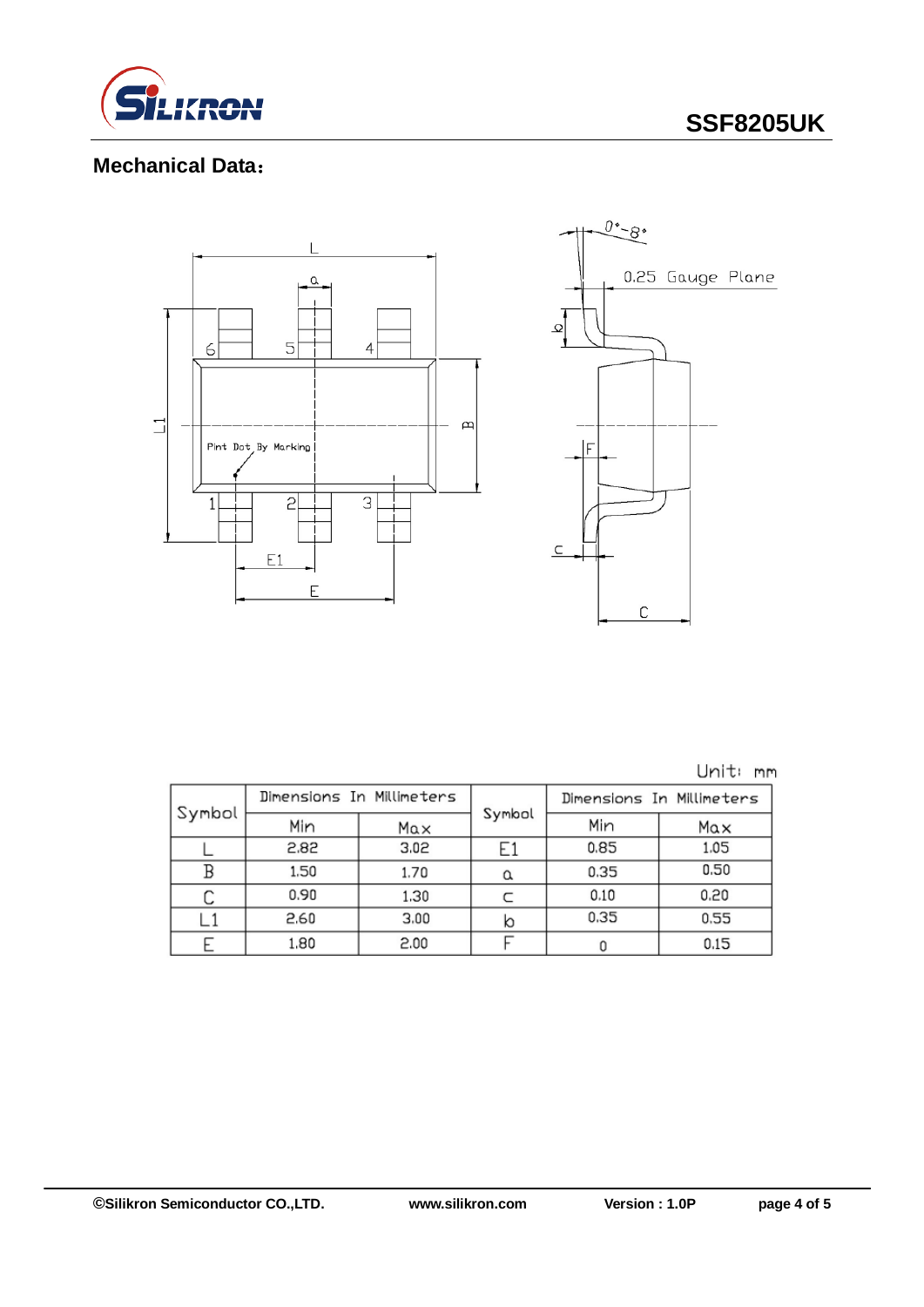## Mechanical Data：

Unit: mm

| Symbol | Dimensions In Millimeters | | Symbol | Dimensions In Millimeters | |
|---|---|---|---|---|---|
| | Min | Max | | Min | Max |
| L | 2.82 | 3.02 | E1 | 0.85 | 1.05 |
| B | 1.50 | 1.70 | a | 0.35 | 0.50 |
| C | 0.90 | 1.30 | c | 0.10 | 0.20 |
| L1 | 2.60 | 3.00 | b | 0.35 | 0.55 |
| E | 1.80 | 2.00 | F | 0 | 0.15 |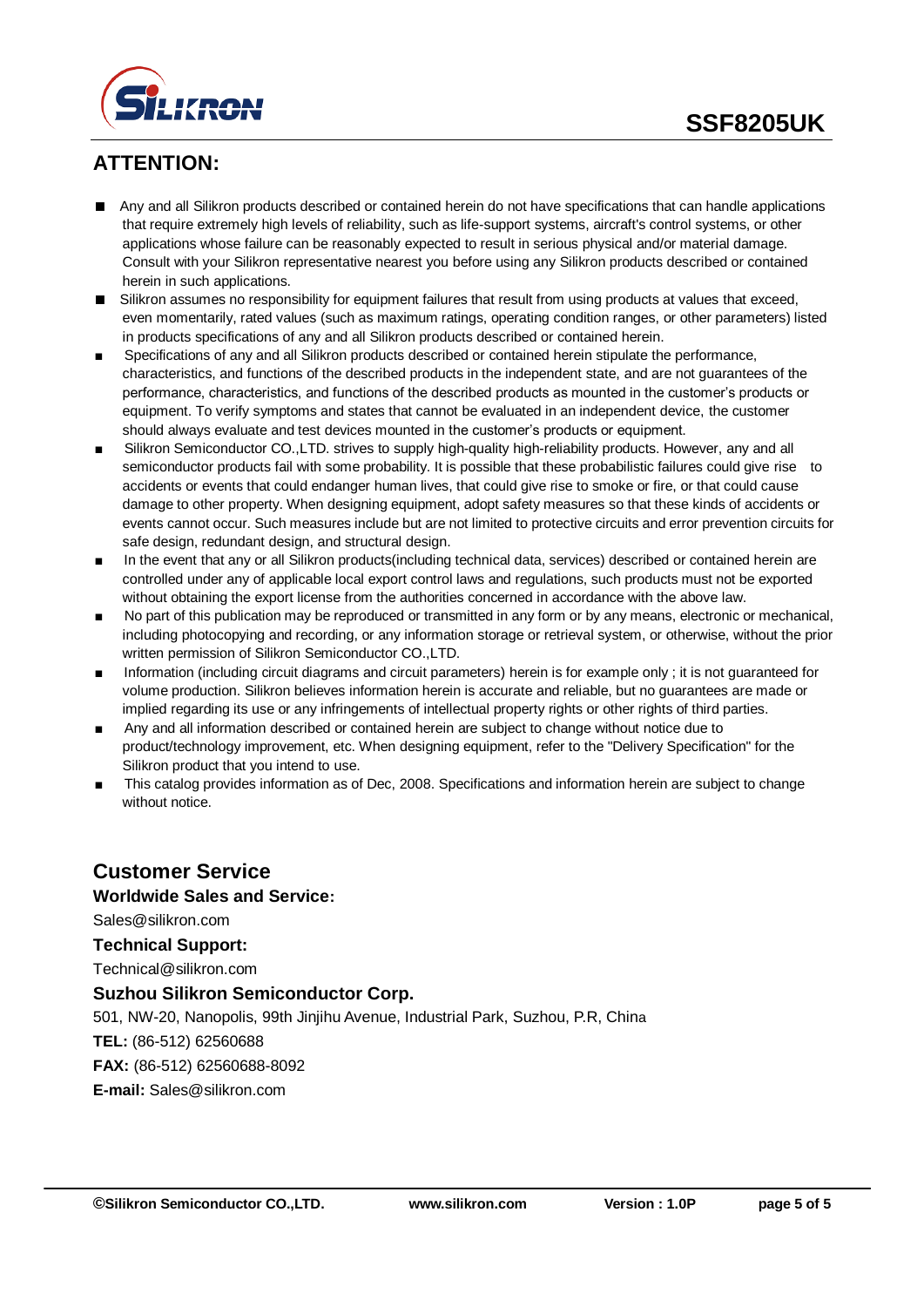## ATTENTION:

- Any and all Silikron products described or contained herein do not have specifications that can handle applications that require extremely high levels of reliability, such as life-support systems, aircraft's control systems, or other applications whose failure can be reasonably expected to result in serious physical and/or material damage. Consult with your Silikron representative nearest you before using any Silikron products described or contained herein in such applications.
- Silikron assumes no responsibility for equipment failures that result from using products at values that exceed, even momentarily, rated values (such as maximum ratings, operating condition ranges, or other parameters) listed in products specifications of any and all Silikron products described or contained herein.
- Specifications of any and all Silikron products described or contained herein stipulate the performance, characteristics, and functions of the described products in the independent state, and are not guarantees of the performance, characteristics, and functions of the described products as mounted in the customer's products or equipment. To verify symptoms and states that cannot be evaluated in an independent device, the customer should always evaluate and test devices mounted in the customer's products or equipment.
- Silikron Semiconductor CO.,LTD. strives to supply high-quality high-reliability products. However, any and all semiconductor products fail with some probability. It is possible that these probabilistic failures could give rise to accidents or events that could endanger human lives, that could give rise to smoke or fire, or that could cause damage to other property. When designing equipment, adopt safety measures so that these kinds of accidents or events cannot occur. Such measures include but are not limited to protective circuits and error prevention circuits for safe design, redundant design, and structural design.
- In the event that any or all Silikron products(including technical data, services) described or contained herein are controlled under any of applicable local export control laws and regulations, such products must not be exported without obtaining the export license from the authorities concerned in accordance with the above law.
- No part of this publication may be reproduced or transmitted in any form or by any means, electronic or mechanical, including photocopying and recording, or any information storage or retrieval system, or otherwise, without the prior written permission of Silikron Semiconductor CO.,LTD.
- Information (including circuit diagrams and circuit parameters) herein is for example only ; it is not guaranteed for volume production. Silikron believes information herein is accurate and reliable, but no guarantees are made or implied regarding its use or any infringements of intellectual property rights or other rights of third parties.
- Any and all information described or contained herein are subject to change without notice due to product/technology improvement, etc. When designing equipment, refer to the "Delivery Specification" for the Silikron product that you intend to use.
- This catalog provides information as of Dec, 2008. Specifications and information herein are subject to change without notice.

## Customer Service

**Worldwide Sales and Service:**

Sales@silikron.com

**Technical Support:**

Technical@silikron.com

### Suzhou Silikron Semiconductor Corp.

501, NW-20, Nanopolis, 99th Jinjihu Avenue, Industrial Park, Suzhou, P.R, China

**TEL:** (86-512) 62560688

**FAX:** (86-512) 62560688-8092

**E-mail:** Sales@silikron.com